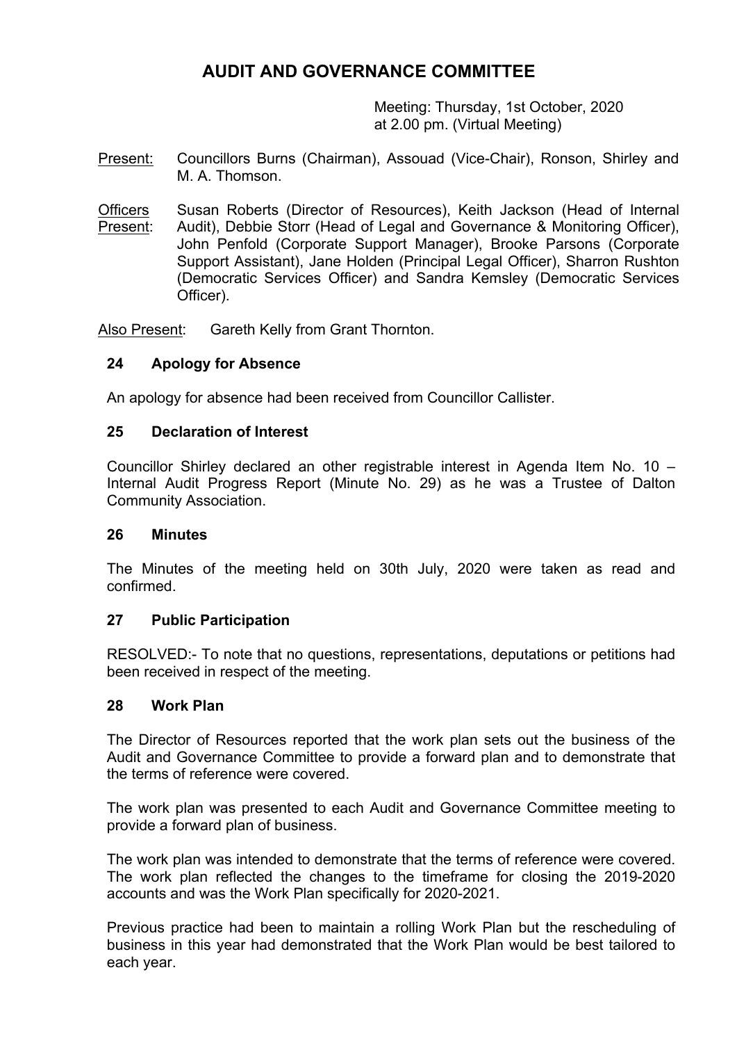# AUDIT AND GOVERNANCE COMMITTEE

Meeting: Thursday, 1st October, 2020
at 2.00 pm. (Virtual Meeting)

Present: Councillors Burns (Chairman), Assouad (Vice-Chair), Ronson, Shirley and M. A. Thomson.

Officers Present: Susan Roberts (Director of Resources), Keith Jackson (Head of Internal Audit), Debbie Storr (Head of Legal and Governance & Monitoring Officer), John Penfold (Corporate Support Manager), Brooke Parsons (Corporate Support Assistant), Jane Holden (Principal Legal Officer), Sharron Rushton (Democratic Services Officer) and Sandra Kemsley (Democratic Services Officer).

Also Present: Gareth Kelly from Grant Thornton.

### 24 Apology for Absence

An apology for absence had been received from Councillor Callister.

### 25 Declaration of Interest

Councillor Shirley declared an other registrable interest in Agenda Item No. 10 – Internal Audit Progress Report (Minute No. 29) as he was a Trustee of Dalton Community Association.

### 26 Minutes

The Minutes of the meeting held on 30th July, 2020 were taken as read and confirmed.

### 27 Public Participation

RESOLVED:- To note that no questions, representations, deputations or petitions had been received in respect of the meeting.

### 28 Work Plan

The Director of Resources reported that the work plan sets out the business of the Audit and Governance Committee to provide a forward plan and to demonstrate that the terms of reference were covered.

The work plan was presented to each Audit and Governance Committee meeting to provide a forward plan of business.

The work plan was intended to demonstrate that the terms of reference were covered. The work plan reflected the changes to the timeframe for closing the 2019-2020 accounts and was the Work Plan specifically for 2020-2021.

Previous practice had been to maintain a rolling Work Plan but the rescheduling of business in this year had demonstrated that the Work Plan would be best tailored to each year.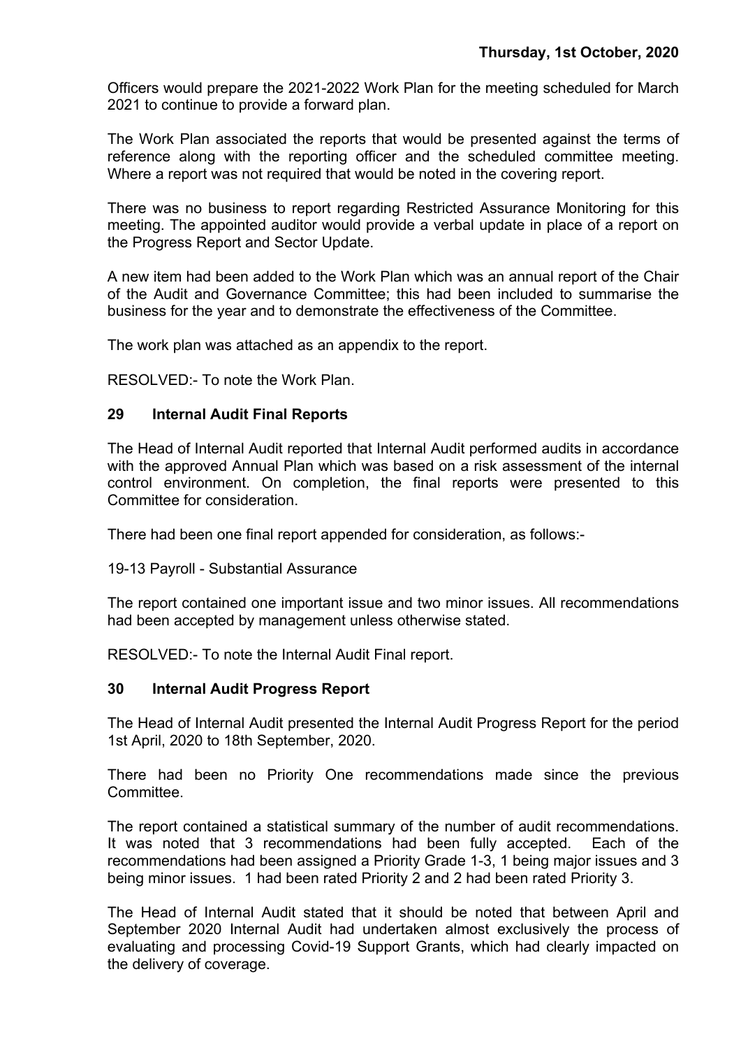Officers would prepare the 2021-2022 Work Plan for the meeting scheduled for March 2021 to continue to provide a forward plan.

The Work Plan associated the reports that would be presented against the terms of reference along with the reporting officer and the scheduled committee meeting. Where a report was not required that would be noted in the covering report.

There was no business to report regarding Restricted Assurance Monitoring for this meeting. The appointed auditor would provide a verbal update in place of a report on the Progress Report and Sector Update.

A new item had been added to the Work Plan which was an annual report of the Chair of the Audit and Governance Committee; this had been included to summarise the business for the year and to demonstrate the effectiveness of the Committee.

The work plan was attached as an appendix to the report.

RESOLVED:- To note the Work Plan.

### 29 Internal Audit Final Reports

The Head of Internal Audit reported that Internal Audit performed audits in accordance with the approved Annual Plan which was based on a risk assessment of the internal control environment. On completion, the final reports were presented to this Committee for consideration.

There had been one final report appended for consideration, as follows:-

19-13 Payroll - Substantial Assurance

The report contained one important issue and two minor issues. All recommendations had been accepted by management unless otherwise stated.

RESOLVED:- To note the Internal Audit Final report.

### 30 Internal Audit Progress Report

The Head of Internal Audit presented the Internal Audit Progress Report for the period 1st April, 2020 to 18th September, 2020.

There had been no Priority One recommendations made since the previous Committee.

The report contained a statistical summary of the number of audit recommendations. It was noted that 3 recommendations had been fully accepted. Each of the recommendations had been assigned a Priority Grade 1-3, 1 being major issues and 3 being minor issues. 1 had been rated Priority 2 and 2 had been rated Priority 3.

The Head of Internal Audit stated that it should be noted that between April and September 2020 Internal Audit had undertaken almost exclusively the process of evaluating and processing Covid-19 Support Grants, which had clearly impacted on the delivery of coverage.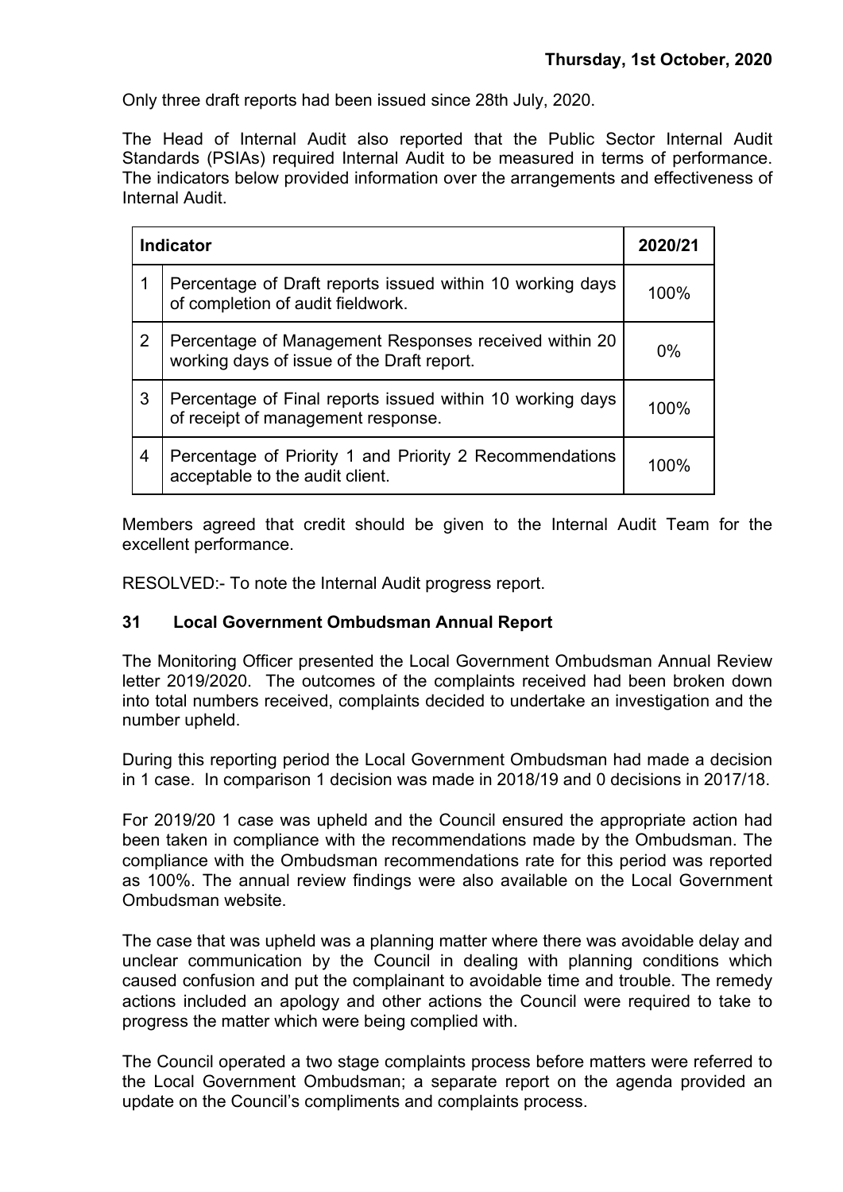Only three draft reports had been issued since 28th July, 2020.

The Head of Internal Audit also reported that the Public Sector Internal Audit Standards (PSIAs) required Internal Audit to be measured in terms of performance. The indicators below provided information over the arrangements and effectiveness of Internal Audit.

| Indicator | | 2020/21 |
|---|---|---|
| 1 | Percentage of Draft reports issued within 10 working days of completion of audit fieldwork. | 100% |
| 2 | Percentage of Management Responses received within 20 working days of issue of the Draft report. | 0% |
| 3 | Percentage of Final reports issued within 10 working days of receipt of management response. | 100% |
| 4 | Percentage of Priority 1 and Priority 2 Recommendations acceptable to the audit client. | 100% |

Members agreed that credit should be given to the Internal Audit Team for the excellent performance.

RESOLVED:- To note the Internal Audit progress report.

## 31 Local Government Ombudsman Annual Report

The Monitoring Officer presented the Local Government Ombudsman Annual Review letter 2019/2020. The outcomes of the complaints received had been broken down into total numbers received, complaints decided to undertake an investigation and the number upheld.

During this reporting period the Local Government Ombudsman had made a decision in 1 case. In comparison 1 decision was made in 2018/19 and 0 decisions in 2017/18.

For 2019/20 1 case was upheld and the Council ensured the appropriate action had been taken in compliance with the recommendations made by the Ombudsman. The compliance with the Ombudsman recommendations rate for this period was reported as 100%. The annual review findings were also available on the Local Government Ombudsman website.

The case that was upheld was a planning matter where there was avoidable delay and unclear communication by the Council in dealing with planning conditions which caused confusion and put the complainant to avoidable time and trouble. The remedy actions included an apology and other actions the Council were required to take to progress the matter which were being complied with.

The Council operated a two stage complaints process before matters were referred to the Local Government Ombudsman; a separate report on the agenda provided an update on the Council's compliments and complaints process.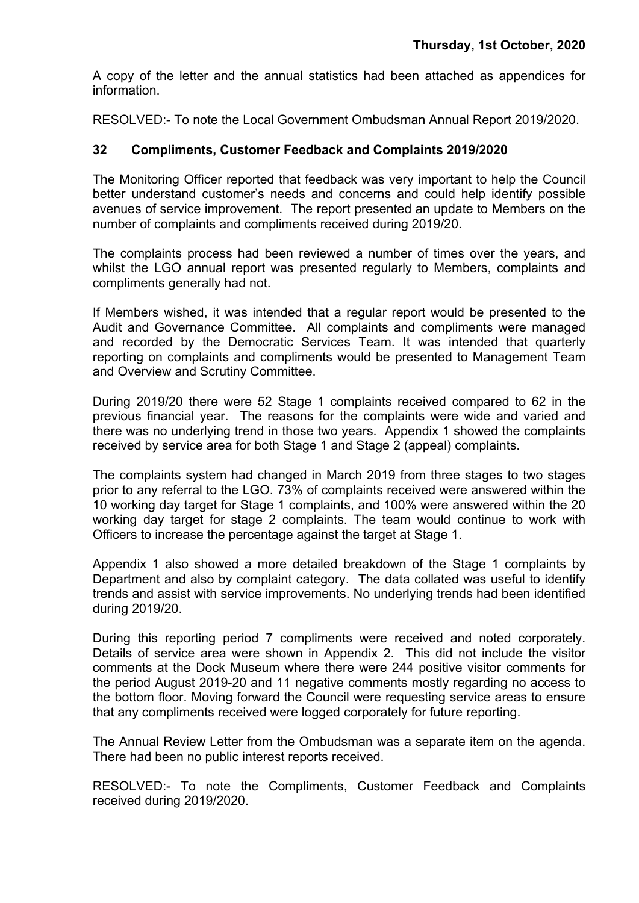A copy of the letter and the annual statistics had been attached as appendices for information.

RESOLVED:- To note the Local Government Ombudsman Annual Report 2019/2020.

## 32 Compliments, Customer Feedback and Complaints 2019/2020

The Monitoring Officer reported that feedback was very important to help the Council better understand customer's needs and concerns and could help identify possible avenues of service improvement. The report presented an update to Members on the number of complaints and compliments received during 2019/20.

The complaints process had been reviewed a number of times over the years, and whilst the LGO annual report was presented regularly to Members, complaints and compliments generally had not.

If Members wished, it was intended that a regular report would be presented to the Audit and Governance Committee. All complaints and compliments were managed and recorded by the Democratic Services Team. It was intended that quarterly reporting on complaints and compliments would be presented to Management Team and Overview and Scrutiny Committee.

During 2019/20 there were 52 Stage 1 complaints received compared to 62 in the previous financial year. The reasons for the complaints were wide and varied and there was no underlying trend in those two years. Appendix 1 showed the complaints received by service area for both Stage 1 and Stage 2 (appeal) complaints.

The complaints system had changed in March 2019 from three stages to two stages prior to any referral to the LGO. 73% of complaints received were answered within the 10 working day target for Stage 1 complaints, and 100% were answered within the 20 working day target for stage 2 complaints. The team would continue to work with Officers to increase the percentage against the target at Stage 1.

Appendix 1 also showed a more detailed breakdown of the Stage 1 complaints by Department and also by complaint category. The data collated was useful to identify trends and assist with service improvements. No underlying trends had been identified during 2019/20.

During this reporting period 7 compliments were received and noted corporately. Details of service area were shown in Appendix 2. This did not include the visitor comments at the Dock Museum where there were 244 positive visitor comments for the period August 2019-20 and 11 negative comments mostly regarding no access to the bottom floor. Moving forward the Council were requesting service areas to ensure that any compliments received were logged corporately for future reporting.

The Annual Review Letter from the Ombudsman was a separate item on the agenda. There had been no public interest reports received.

RESOLVED:- To note the Compliments, Customer Feedback and Complaints received during 2019/2020.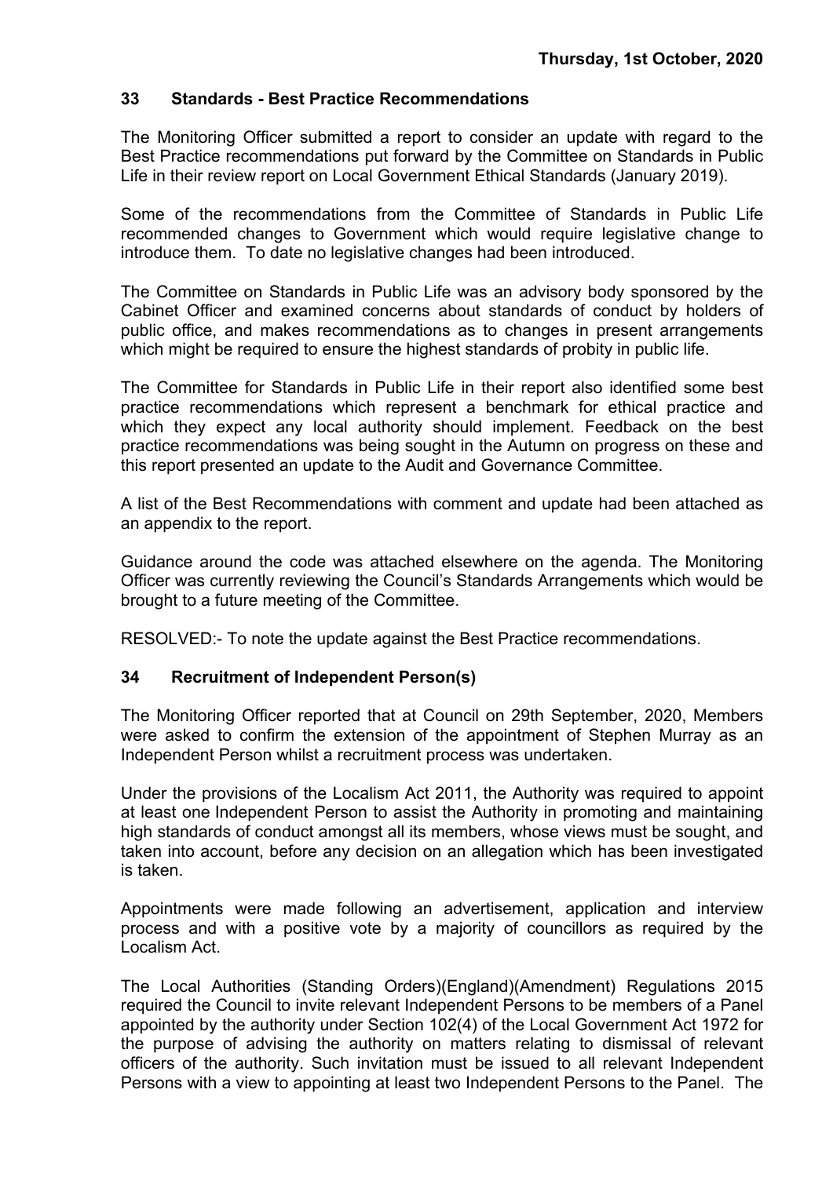**Thursday, 1st October, 2020**

## 33 Standards - Best Practice Recommendations

The Monitoring Officer submitted a report to consider an update with regard to the Best Practice recommendations put forward by the Committee on Standards in Public Life in their review report on Local Government Ethical Standards (January 2019).

Some of the recommendations from the Committee of Standards in Public Life recommended changes to Government which would require legislative change to introduce them. To date no legislative changes had been introduced.

The Committee on Standards in Public Life was an advisory body sponsored by the Cabinet Officer and examined concerns about standards of conduct by holders of public office, and makes recommendations as to changes in present arrangements which might be required to ensure the highest standards of probity in public life.

The Committee for Standards in Public Life in their report also identified some best practice recommendations which represent a benchmark for ethical practice and which they expect any local authority should implement. Feedback on the best practice recommendations was being sought in the Autumn on progress on these and this report presented an update to the Audit and Governance Committee.

A list of the Best Recommendations with comment and update had been attached as an appendix to the report.

Guidance around the code was attached elsewhere on the agenda. The Monitoring Officer was currently reviewing the Council's Standards Arrangements which would be brought to a future meeting of the Committee.

RESOLVED:- To note the update against the Best Practice recommendations.

## 34 Recruitment of Independent Person(s)

The Monitoring Officer reported that at Council on 29th September, 2020, Members were asked to confirm the extension of the appointment of Stephen Murray as an Independent Person whilst a recruitment process was undertaken.

Under the provisions of the Localism Act 2011, the Authority was required to appoint at least one Independent Person to assist the Authority in promoting and maintaining high standards of conduct amongst all its members, whose views must be sought, and taken into account, before any decision on an allegation which has been investigated is taken.

Appointments were made following an advertisement, application and interview process and with a positive vote by a majority of councillors as required by the Localism Act.

The Local Authorities (Standing Orders)(England)(Amendment) Regulations 2015 required the Council to invite relevant Independent Persons to be members of a Panel appointed by the authority under Section 102(4) of the Local Government Act 1972 for the purpose of advising the authority on matters relating to dismissal of relevant officers of the authority. Such invitation must be issued to all relevant Independent Persons with a view to appointing at least two Independent Persons to the Panel. The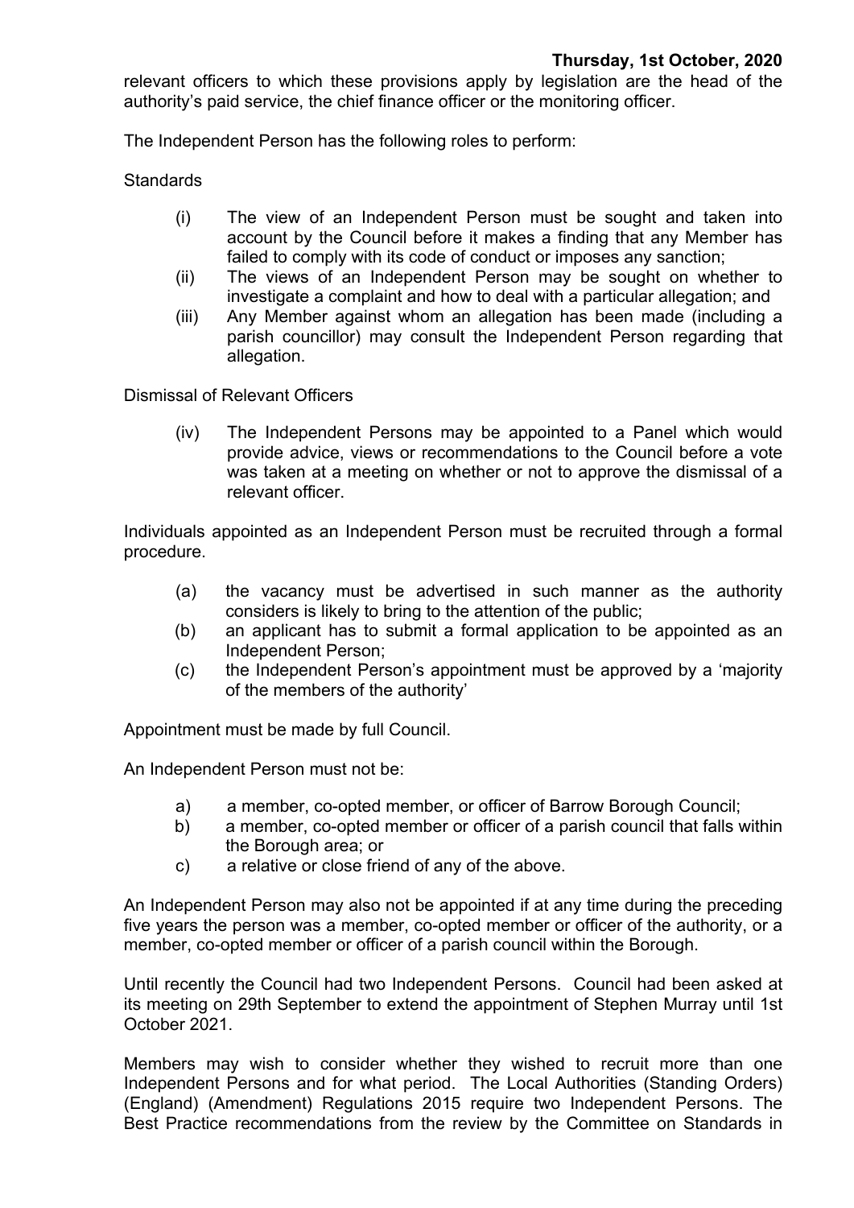relevant officers to which these provisions apply by legislation are the head of the authority's paid service, the chief finance officer or the monitoring officer.

The Independent Person has the following roles to perform:

Standards

(i) The view of an Independent Person must be sought and taken into account by the Council before it makes a finding that any Member has failed to comply with its code of conduct or imposes any sanction;
(ii) The views of an Independent Person may be sought on whether to investigate a complaint and how to deal with a particular allegation; and
(iii) Any Member against whom an allegation has been made (including a parish councillor) may consult the Independent Person regarding that allegation.

Dismissal of Relevant Officers

(iv) The Independent Persons may be appointed to a Panel which would provide advice, views or recommendations to the Council before a vote was taken at a meeting on whether or not to approve the dismissal of a relevant officer.

Individuals appointed as an Independent Person must be recruited through a formal procedure.

(a) the vacancy must be advertised in such manner as the authority considers is likely to bring to the attention of the public;
(b) an applicant has to submit a formal application to be appointed as an Independent Person;
(c) the Independent Person's appointment must be approved by a 'majority of the members of the authority'

Appointment must be made by full Council.

An Independent Person must not be:

a) a member, co-opted member, or officer of Barrow Borough Council;
b) a member, co-opted member or officer of a parish council that falls within the Borough area; or
c) a relative or close friend of any of the above.

An Independent Person may also not be appointed if at any time during the preceding five years the person was a member, co-opted member or officer of the authority, or a member, co-opted member or officer of a parish council within the Borough.

Until recently the Council had two Independent Persons. Council had been asked at its meeting on 29th September to extend the appointment of Stephen Murray until 1st October 2021.

Members may wish to consider whether they wished to recruit more than one Independent Persons and for what period. The Local Authorities (Standing Orders) (England) (Amendment) Regulations 2015 require two Independent Persons. The Best Practice recommendations from the review by the Committee on Standards in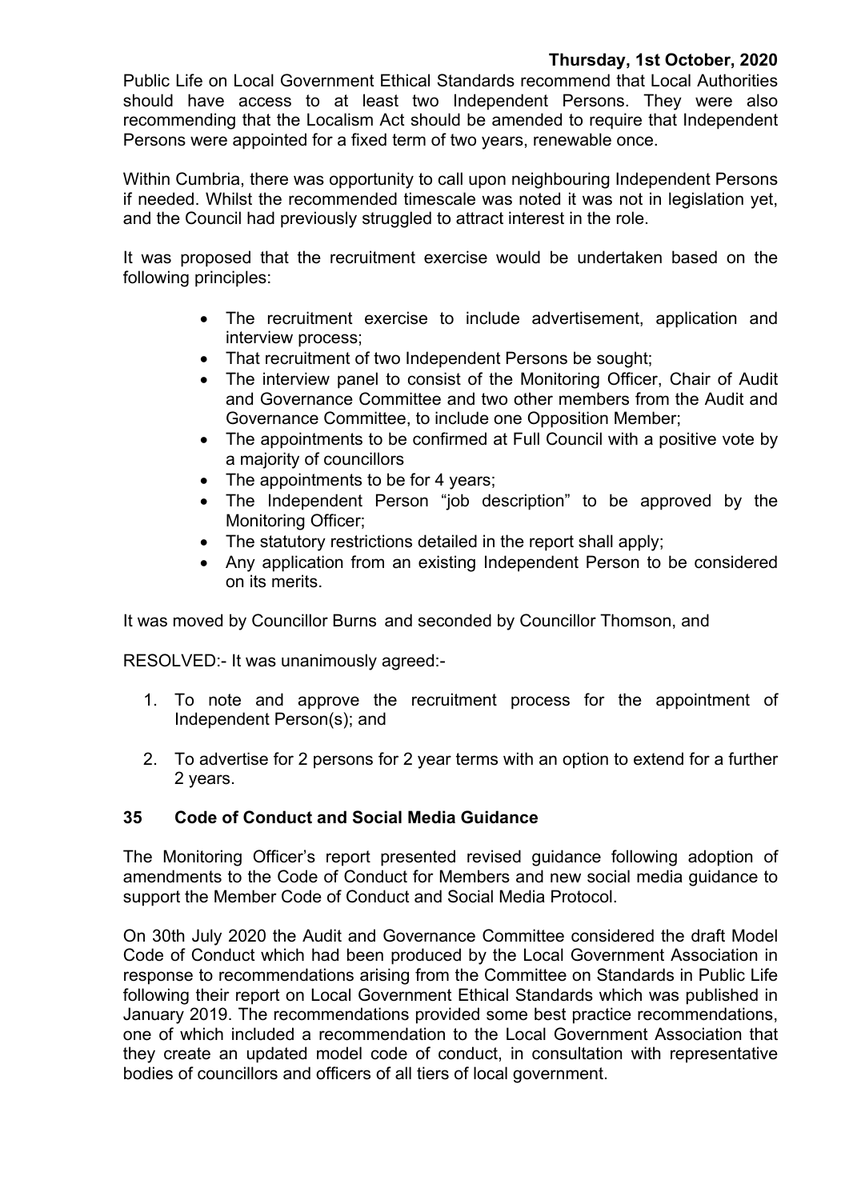Public Life on Local Government Ethical Standards recommend that Local Authorities should have access to at least two Independent Persons. They were also recommending that the Localism Act should be amended to require that Independent Persons were appointed for a fixed term of two years, renewable once.

Within Cumbria, there was opportunity to call upon neighbouring Independent Persons if needed. Whilst the recommended timescale was noted it was not in legislation yet, and the Council had previously struggled to attract interest in the role.

It was proposed that the recruitment exercise would be undertaken based on the following principles:

- The recruitment exercise to include advertisement, application and interview process;
- That recruitment of two Independent Persons be sought;
- The interview panel to consist of the Monitoring Officer, Chair of Audit and Governance Committee and two other members from the Audit and Governance Committee, to include one Opposition Member;
- The appointments to be confirmed at Full Council with a positive vote by a majority of councillors
- The appointments to be for 4 years;
- The Independent Person "job description" to be approved by the Monitoring Officer;
- The statutory restrictions detailed in the report shall apply;
- Any application from an existing Independent Person to be considered on its merits.

It was moved by Councillor Burns and seconded by Councillor Thomson, and

RESOLVED:- It was unanimously agreed:-

1. To note and approve the recruitment process for the appointment of Independent Person(s); and
2. To advertise for 2 persons for 2 year terms with an option to extend for a further 2 years.

## 35 Code of Conduct and Social Media Guidance

The Monitoring Officer's report presented revised guidance following adoption of amendments to the Code of Conduct for Members and new social media guidance to support the Member Code of Conduct and Social Media Protocol.

On 30th July 2020 the Audit and Governance Committee considered the draft Model Code of Conduct which had been produced by the Local Government Association in response to recommendations arising from the Committee on Standards in Public Life following their report on Local Government Ethical Standards which was published in January 2019. The recommendations provided some best practice recommendations, one of which included a recommendation to the Local Government Association that they create an updated model code of conduct, in consultation with representative bodies of councillors and officers of all tiers of local government.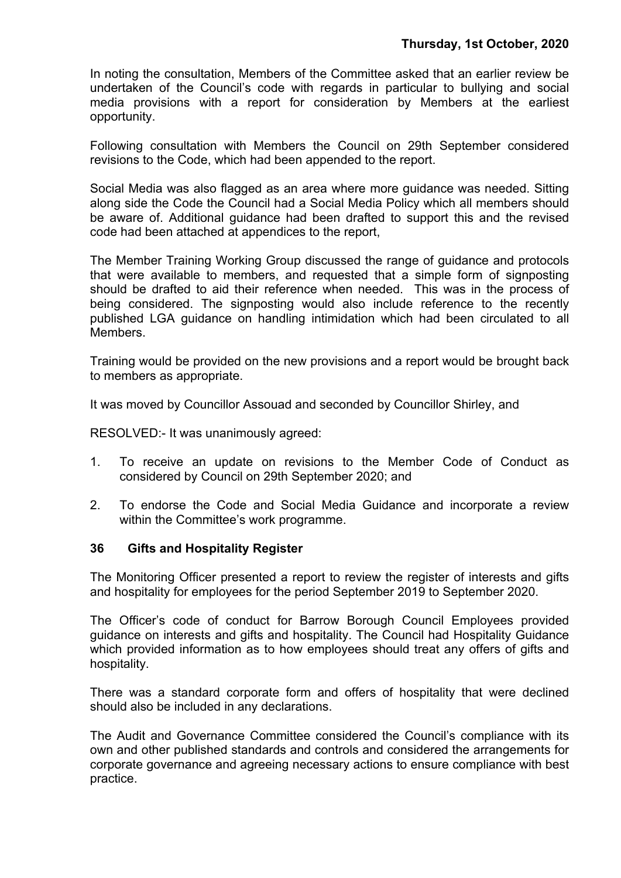In noting the consultation, Members of the Committee asked that an earlier review be undertaken of the Council's code with regards in particular to bullying and social media provisions with a report for consideration by Members at the earliest opportunity.

Following consultation with Members the Council on 29th September considered revisions to the Code, which had been appended to the report.

Social Media was also flagged as an area where more guidance was needed. Sitting along side the Code the Council had a Social Media Policy which all members should be aware of. Additional guidance had been drafted to support this and the revised code had been attached at appendices to the report,

The Member Training Working Group discussed the range of guidance and protocols that were available to members, and requested that a simple form of signposting should be drafted to aid their reference when needed. This was in the process of being considered. The signposting would also include reference to the recently published LGA guidance on handling intimidation which had been circulated to all Members.

Training would be provided on the new provisions and a report would be brought back to members as appropriate.

It was moved by Councillor Assouad and seconded by Councillor Shirley, and

RESOLVED:- It was unanimously agreed:

1. To receive an update on revisions to the Member Code of Conduct as considered by Council on 29th September 2020; and

2. To endorse the Code and Social Media Guidance and incorporate a review within the Committee's work programme.

## 36 Gifts and Hospitality Register

The Monitoring Officer presented a report to review the register of interests and gifts and hospitality for employees for the period September 2019 to September 2020.

The Officer's code of conduct for Barrow Borough Council Employees provided guidance on interests and gifts and hospitality. The Council had Hospitality Guidance which provided information as to how employees should treat any offers of gifts and hospitality.

There was a standard corporate form and offers of hospitality that were declined should also be included in any declarations.

The Audit and Governance Committee considered the Council's compliance with its own and other published standards and controls and considered the arrangements for corporate governance and agreeing necessary actions to ensure compliance with best practice.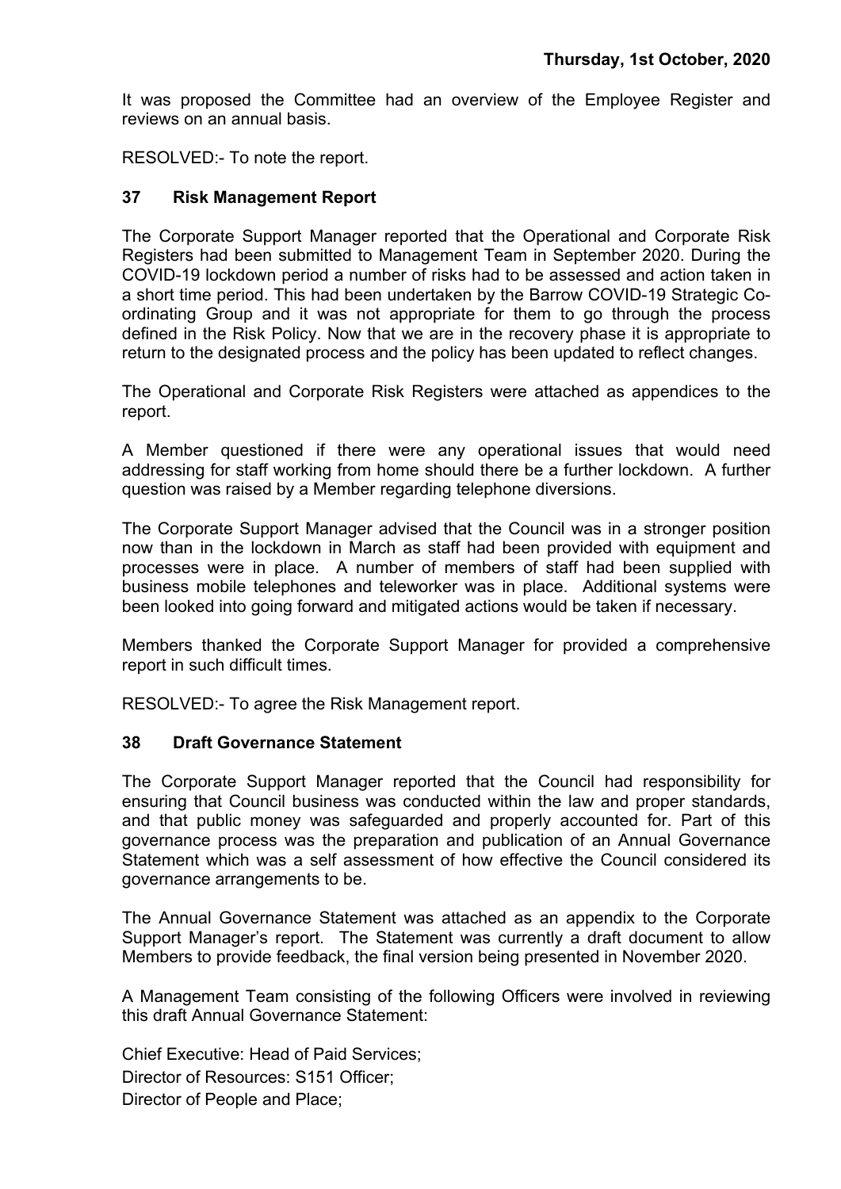It was proposed the Committee had an overview of the Employee Register and reviews on an annual basis.

RESOLVED:- To note the report.

### 37 Risk Management Report

The Corporate Support Manager reported that the Operational and Corporate Risk Registers had been submitted to Management Team in September 2020. During the COVID-19 lockdown period a number of risks had to be assessed and action taken in a short time period. This had been undertaken by the Barrow COVID-19 Strategic Co-ordinating Group and it was not appropriate for them to go through the process defined in the Risk Policy. Now that we are in the recovery phase it is appropriate to return to the designated process and the policy has been updated to reflect changes.

The Operational and Corporate Risk Registers were attached as appendices to the report.

A Member questioned if there were any operational issues that would need addressing for staff working from home should there be a further lockdown. A further question was raised by a Member regarding telephone diversions.

The Corporate Support Manager advised that the Council was in a stronger position now than in the lockdown in March as staff had been provided with equipment and processes were in place. A number of members of staff had been supplied with business mobile telephones and teleworker was in place. Additional systems were been looked into going forward and mitigated actions would be taken if necessary.

Members thanked the Corporate Support Manager for provided a comprehensive report in such difficult times.

RESOLVED:- To agree the Risk Management report.

### 38 Draft Governance Statement

The Corporate Support Manager reported that the Council had responsibility for ensuring that Council business was conducted within the law and proper standards, and that public money was safeguarded and properly accounted for. Part of this governance process was the preparation and publication of an Annual Governance Statement which was a self assessment of how effective the Council considered its governance arrangements to be.

The Annual Governance Statement was attached as an appendix to the Corporate Support Manager's report. The Statement was currently a draft document to allow Members to provide feedback, the final version being presented in November 2020.

A Management Team consisting of the following Officers were involved in reviewing this draft Annual Governance Statement:

Chief Executive: Head of Paid Services;
Director of Resources: S151 Officer;
Director of People and Place;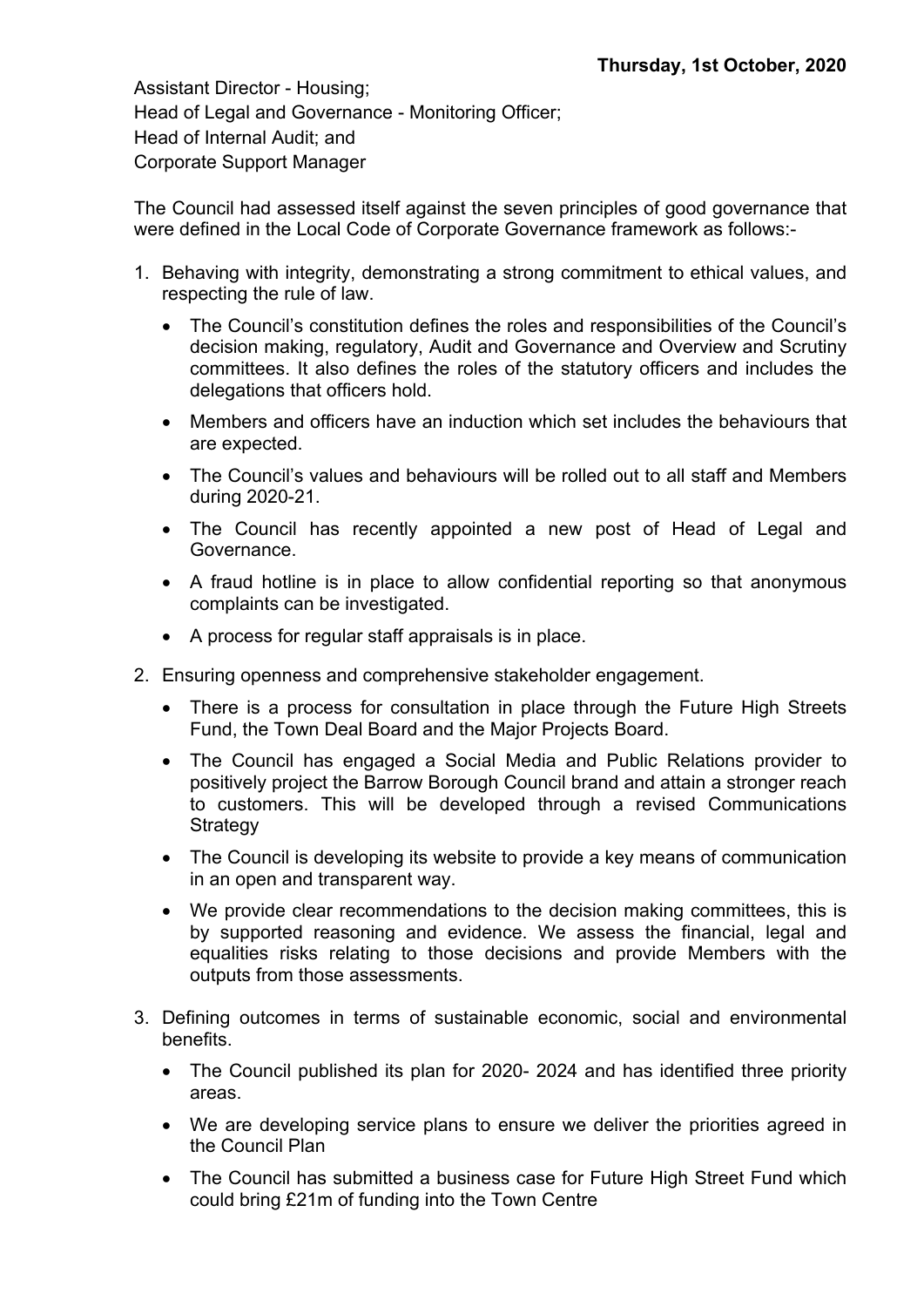Assistant Director - Housing;
Head of Legal and Governance - Monitoring Officer;
Head of Internal Audit; and
Corporate Support Manager

The Council had assessed itself against the seven principles of good governance that were defined in the Local Code of Corporate Governance framework as follows:-

1. Behaving with integrity, demonstrating a strong commitment to ethical values, and respecting the rule of law.
   - The Council's constitution defines the roles and responsibilities of the Council's decision making, regulatory, Audit and Governance and Overview and Scrutiny committees. It also defines the roles of the statutory officers and includes the delegations that officers hold.
   - Members and officers have an induction which set includes the behaviours that are expected.
   - The Council's values and behaviours will be rolled out to all staff and Members during 2020-21.
   - The Council has recently appointed a new post of Head of Legal and Governance.
   - A fraud hotline is in place to allow confidential reporting so that anonymous complaints can be investigated.
   - A process for regular staff appraisals is in place.
2. Ensuring openness and comprehensive stakeholder engagement.
   - There is a process for consultation in place through the Future High Streets Fund, the Town Deal Board and the Major Projects Board.
   - The Council has engaged a Social Media and Public Relations provider to positively project the Barrow Borough Council brand and attain a stronger reach to customers. This will be developed through a revised Communications Strategy
   - The Council is developing its website to provide a key means of communication in an open and transparent way.
   - We provide clear recommendations to the decision making committees, this is by supported reasoning and evidence. We assess the financial, legal and equalities risks relating to those decisions and provide Members with the outputs from those assessments.
3. Defining outcomes in terms of sustainable economic, social and environmental benefits.
   - The Council published its plan for 2020- 2024 and has identified three priority areas.
   - We are developing service plans to ensure we deliver the priorities agreed in the Council Plan
   - The Council has submitted a business case for Future High Street Fund which could bring £21m of funding into the Town Centre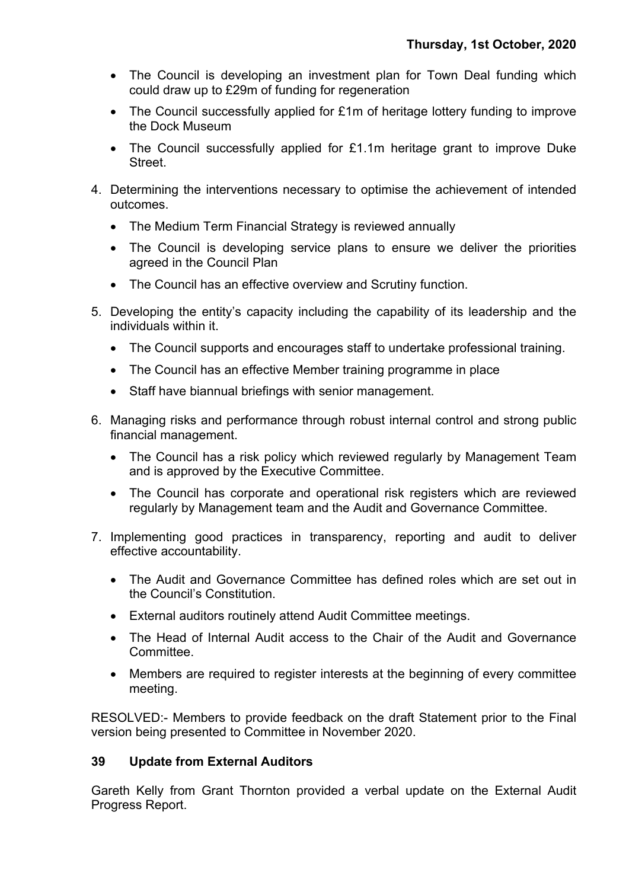- The Council is developing an investment plan for Town Deal funding which could draw up to £29m of funding for regeneration
- The Council successfully applied for £1m of heritage lottery funding to improve the Dock Museum
- The Council successfully applied for £1.1m heritage grant to improve Duke Street.

4. Determining the interventions necessary to optimise the achievement of intended outcomes.
   - The Medium Term Financial Strategy is reviewed annually
   - The Council is developing service plans to ensure we deliver the priorities agreed in the Council Plan
   - The Council has an effective overview and Scrutiny function.
5. Developing the entity's capacity including the capability of its leadership and the individuals within it.
   - The Council supports and encourages staff to undertake professional training.
   - The Council has an effective Member training programme in place
   - Staff have biannual briefings with senior management.
6. Managing risks and performance through robust internal control and strong public financial management.
   - The Council has a risk policy which reviewed regularly by Management Team and is approved by the Executive Committee.
   - The Council has corporate and operational risk registers which are reviewed regularly by Management team and the Audit and Governance Committee.
7. Implementing good practices in transparency, reporting and audit to deliver effective accountability.
   - The Audit and Governance Committee has defined roles which are set out in the Council's Constitution.
   - External auditors routinely attend Audit Committee meetings.
   - The Head of Internal Audit access to the Chair of the Audit and Governance Committee.
   - Members are required to register interests at the beginning of every committee meeting.

RESOLVED:- Members to provide feedback on the draft Statement prior to the Final version being presented to Committee in November 2020.

### 39 Update from External Auditors

Gareth Kelly from Grant Thornton provided a verbal update on the External Audit Progress Report.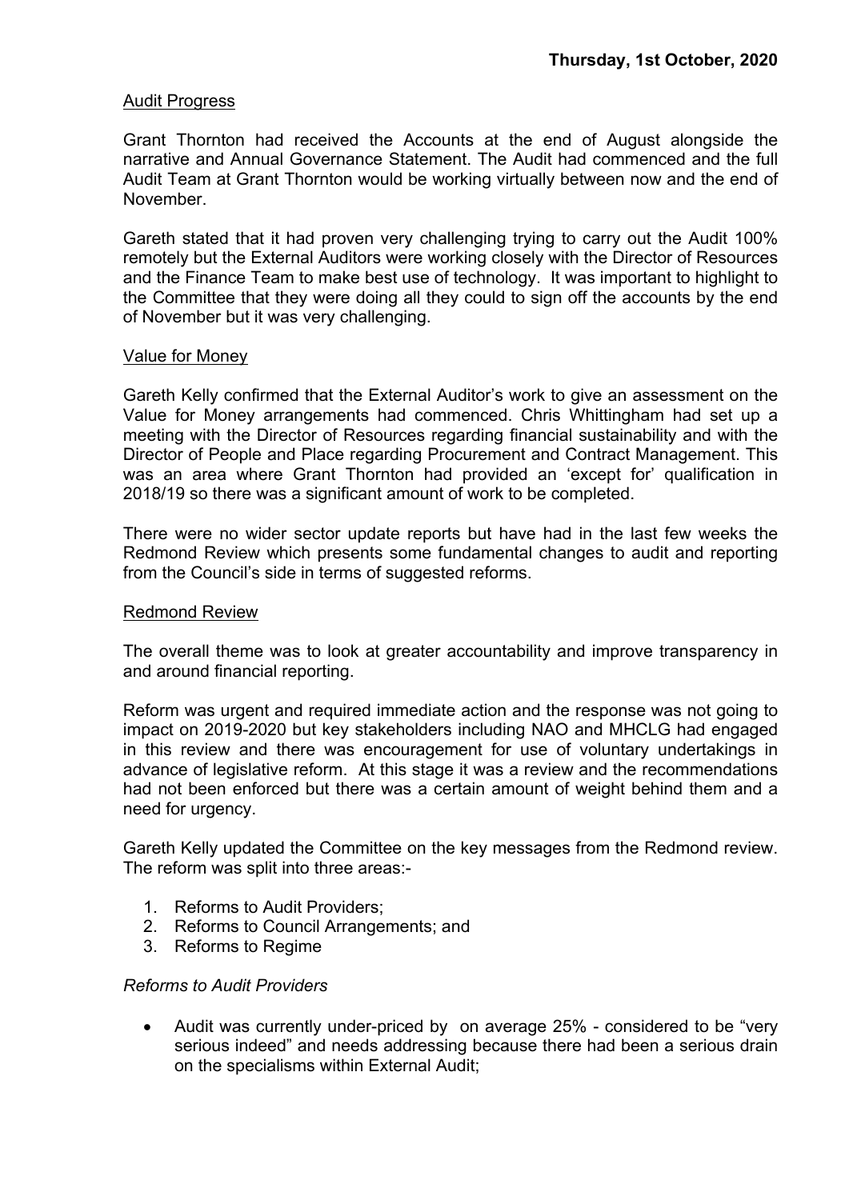## Audit Progress

Grant Thornton had received the Accounts at the end of August alongside the narrative and Annual Governance Statement. The Audit had commenced and the full Audit Team at Grant Thornton would be working virtually between now and the end of November.

Gareth stated that it had proven very challenging trying to carry out the Audit 100% remotely but the External Auditors were working closely with the Director of Resources and the Finance Team to make best use of technology. It was important to highlight to the Committee that they were doing all they could to sign off the accounts by the end of November but it was very challenging.

## Value for Money

Gareth Kelly confirmed that the External Auditor's work to give an assessment on the Value for Money arrangements had commenced. Chris Whittingham had set up a meeting with the Director of Resources regarding financial sustainability and with the Director of People and Place regarding Procurement and Contract Management. This was an area where Grant Thornton had provided an 'except for' qualification in 2018/19 so there was a significant amount of work to be completed.

There were no wider sector update reports but have had in the last few weeks the Redmond Review which presents some fundamental changes to audit and reporting from the Council's side in terms of suggested reforms.

## Redmond Review

The overall theme was to look at greater accountability and improve transparency in and around financial reporting.

Reform was urgent and required immediate action and the response was not going to impact on 2019-2020 but key stakeholders including NAO and MHCLG had engaged in this review and there was encouragement for use of voluntary undertakings in advance of legislative reform. At this stage it was a review and the recommendations had not been enforced but there was a certain amount of weight behind them and a need for urgency.

Gareth Kelly updated the Committee on the key messages from the Redmond review. The reform was split into three areas:-

1. Reforms to Audit Providers;
2. Reforms to Council Arrangements; and
3. Reforms to Regime

*Reforms to Audit Providers*

- Audit was currently under-priced by on average 25% - considered to be "very serious indeed" and needs addressing because there had been a serious drain on the specialisms within External Audit;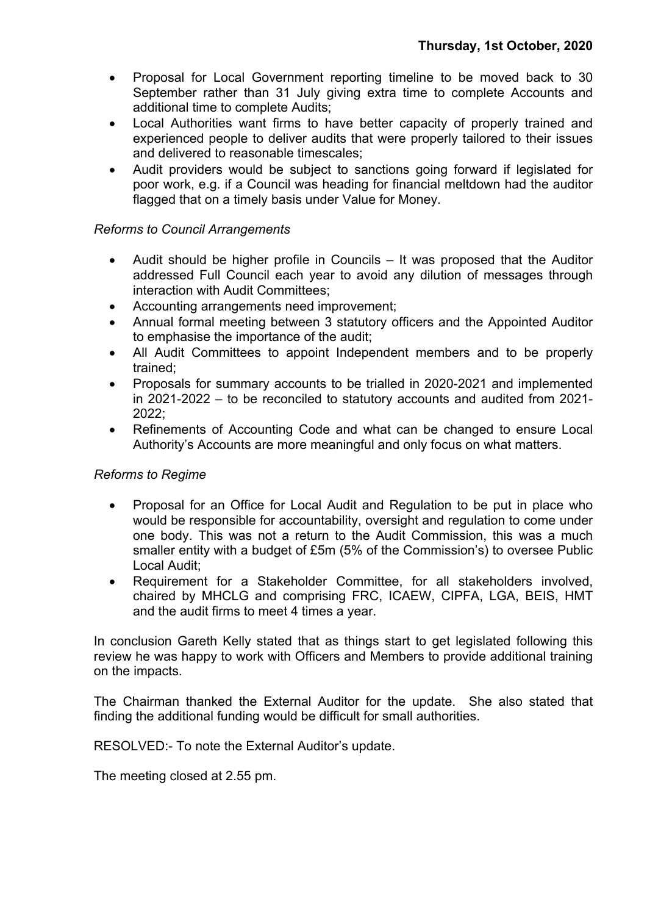- Proposal for Local Government reporting timeline to be moved back to 30 September rather than 31 July giving extra time to complete Accounts and additional time to complete Audits;
- Local Authorities want firms to have better capacity of properly trained and experienced people to deliver audits that were properly tailored to their issues and delivered to reasonable timescales;
- Audit providers would be subject to sanctions going forward if legislated for poor work, e.g. if a Council was heading for financial meltdown had the auditor flagged that on a timely basis under Value for Money.

*Reforms to Council Arrangements*

- Audit should be higher profile in Councils – It was proposed that the Auditor addressed Full Council each year to avoid any dilution of messages through interaction with Audit Committees;
- Accounting arrangements need improvement;
- Annual formal meeting between 3 statutory officers and the Appointed Auditor to emphasise the importance of the audit;
- All Audit Committees to appoint Independent members and to be properly trained;
- Proposals for summary accounts to be trialled in 2020-2021 and implemented in 2021-2022 – to be reconciled to statutory accounts and audited from 2021-2022;
- Refinements of Accounting Code and what can be changed to ensure Local Authority's Accounts are more meaningful and only focus on what matters.

*Reforms to Regime*

- Proposal for an Office for Local Audit and Regulation to be put in place who would be responsible for accountability, oversight and regulation to come under one body. This was not a return to the Audit Commission, this was a much smaller entity with a budget of £5m (5% of the Commission's) to oversee Public Local Audit;
- Requirement for a Stakeholder Committee, for all stakeholders involved, chaired by MHCLG and comprising FRC, ICAEW, CIPFA, LGA, BEIS, HMT and the audit firms to meet 4 times a year.

In conclusion Gareth Kelly stated that as things start to get legislated following this review he was happy to work with Officers and Members to provide additional training on the impacts.

The Chairman thanked the External Auditor for the update. She also stated that finding the additional funding would be difficult for small authorities.

RESOLVED:- To note the External Auditor's update.

The meeting closed at 2.55 pm.